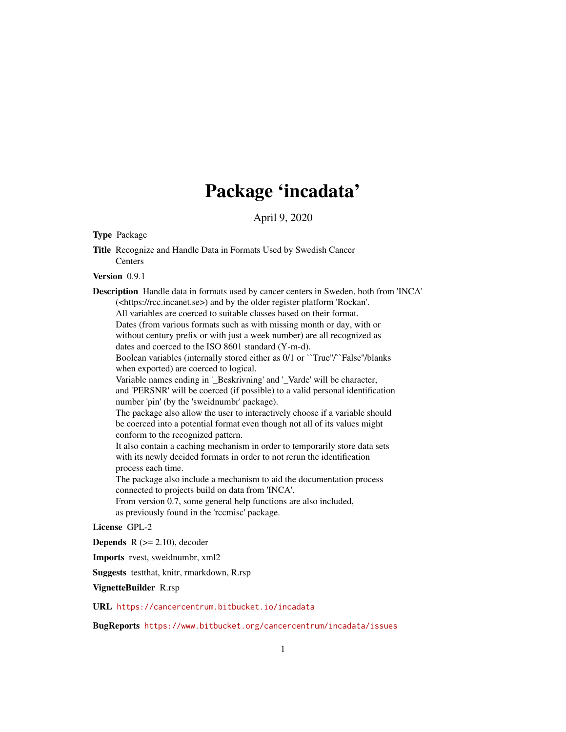# Package 'incadata'

April 9, 2020

**Type** Package

**Title** Recognize and Handle Data in Formats Used by Swedish Cancer Centers

**Version** 0.9.1

**Description** Handle data in formats used by cancer centers in Sweden, both from 'INCA' (<https://rcc.incanet.se>) and by the older register platform 'Rockan'.
All variables are coerced to suitable classes based on their format.
Dates (from various formats such as with missing month or day, with or without century prefix or with just a week number) are all recognized as dates and coerced to the ISO 8601 standard (Y-m-d).
Boolean variables (internally stored either as 0/1 or ``True''/``False''/blanks when exported) are coerced to logical.
Variable names ending in '_Beskrivning' and '_Varde' will be character, and 'PERSNR' will be coerced (if possible) to a valid personal identification number 'pin' (by the 'sweidnumbr' package).
The package also allow the user to interactively choose if a variable should be coerced into a potential format even though not all of its values might conform to the recognized pattern.
It also contain a caching mechanism in order to temporarily store data sets with its newly decided formats in order to not rerun the identification process each time.
The package also include a mechanism to aid the documentation process connected to projects build on data from 'INCA'.
From version 0.7, some general help functions are also included, as previously found in the 'rccmisc' package.

**License** GPL-2

**Depends** R (>= 2.10), decoder

**Imports** rvest, sweidnumbr, xml2

**Suggests** testthat, knitr, rmarkdown, R.rsp

**VignetteBuilder** R.rsp

**URL** https://cancercentrum.bitbucket.io/incadata

**BugReports** https://www.bitbucket.org/cancercentrum/incadata/issues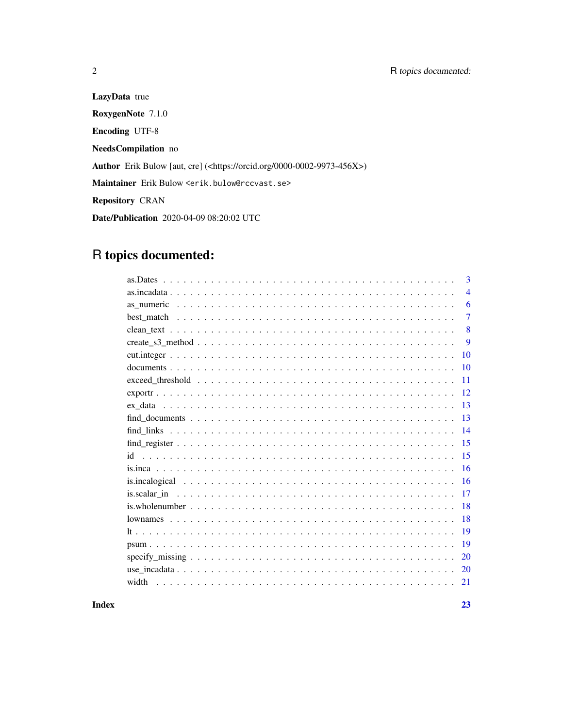**LazyData** true

**RoxygenNote** 7.1.0

**Encoding** UTF-8

**NeedsCompilation** no

**Author** Erik Bulow [aut, cre] (<https://orcid.org/0000-0002-9973-456X>)

**Maintainer** Erik Bulow <erik.bulow@rccvast.se>

**Repository** CRAN

**Date/Publication** 2020-04-09 08:20:02 UTC

# R topics documented:

| | |
|---|---|
| as.Dates | 3 |
| as.incadata | 4 |
| as_numeric | 6 |
| best_match | 7 |
| clean_text | 8 |
| create_s3_method | 9 |
| cut.integer | 10 |
| documents | 10 |
| exceed_threshold | 11 |
| exportr | 12 |
| ex_data | 13 |
| find_documents | 13 |
| find_links | 14 |
| find_register | 15 |
| id | 15 |
| is.inca | 16 |
| is.incalogical | 16 |
| is.scalar_in | 17 |
| is.wholenumber | 18 |
| lownames | 18 |
| lt | 19 |
| psum | 19 |
| specify_missing | 20 |
| use_incadata | 20 |
| width | 21 |
| **Index** | **23** |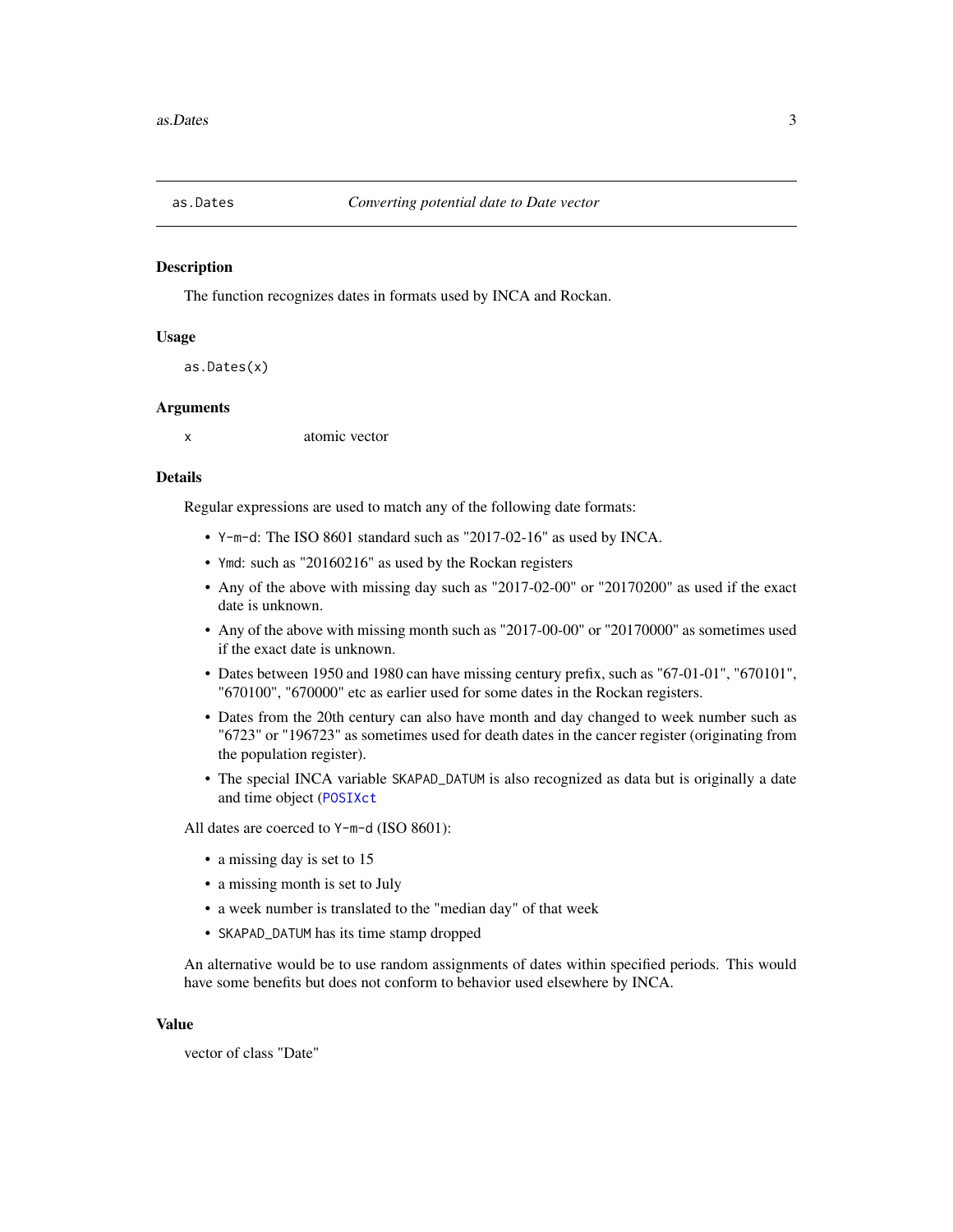`as.Dates` *Converting potential date to Date vector*

## Description

The function recognizes dates in formats used by INCA and Rockan.

## Usage

```
as.Dates(x)
```

## Arguments

| | |
|---|---|
| `x` | atomic vector |

## Details

Regular expressions are used to match any of the following date formats:

- `Y-m-d`: The ISO 8601 standard such as "2017-02-16" as used by INCA.
- `Ymd`: such as "20160216" as used by the Rockan registers
- Any of the above with missing day such as "2017-02-00" or "20170200" as used if the exact date is unknown.
- Any of the above with missing month such as "2017-00-00" or "20170000" as sometimes used if the exact date is unknown.
- Dates between 1950 and 1980 can have missing century prefix, such as "67-01-01", "670101", "670100", "670000" etc as earlier used for some dates in the Rockan registers.
- Dates from the 20th century can also have month and day changed to week number such as "6723" or "196723" as sometimes used for death dates in the cancer register (originating from the population register).
- The special INCA variable `SKAPAD_DATUM` is also recognized as data but is originally a date and time object (`POSIXct`

All dates are coerced to `Y-m-d` (ISO 8601):

- a missing day is set to 15
- a missing month is set to July
- a week number is translated to the "median day" of that week
- `SKAPAD_DATUM` has its time stamp dropped

An alternative would be to use random assignments of dates within specified periods. This would have some benefits but does not conform to behavior used elsewhere by INCA.

## Value

vector of class "Date"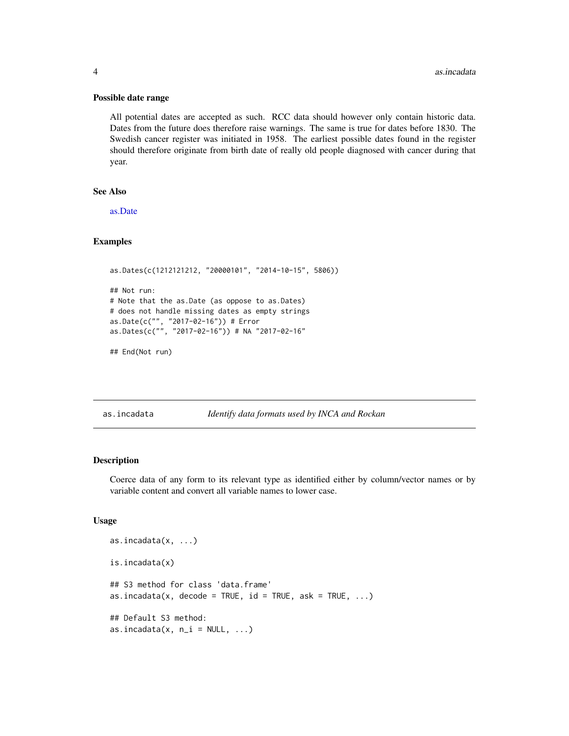### Possible date range

All potential dates are accepted as such. RCC data should however only contain historic data. Dates from the future does therefore raise warnings. The same is true for dates before 1830. The Swedish cancer register was initiated in 1958. The earliest possible dates found in the register should therefore originate from birth date of really old people diagnosed with cancer during that year.

### See Also

as.Date

### Examples

```
as.Dates(c(1212121212, "20000101", "2014-10-15", 5806))

## Not run:
# Note that the as.Date (as oppose to as.Dates)
# does not handle missing dates as empty strings
as.Date(c("", "2017-02-16")) # Error
as.Dates(c("", "2017-02-16")) # NA "2017-02-16"

## End(Not run)
```

---

## as.incadata — *Identify data formats used by INCA and Rockan*

### Description

Coerce data of any form to its relevant type as identified either by column/vector names or by variable content and convert all variable names to lower case.

### Usage

```
as.incadata(x, ...)

is.incadata(x)

## S3 method for class 'data.frame'
as.incadata(x, decode = TRUE, id = TRUE, ask = TRUE, ...)

## Default S3 method:
as.incadata(x, n_i = NULL, ...)
```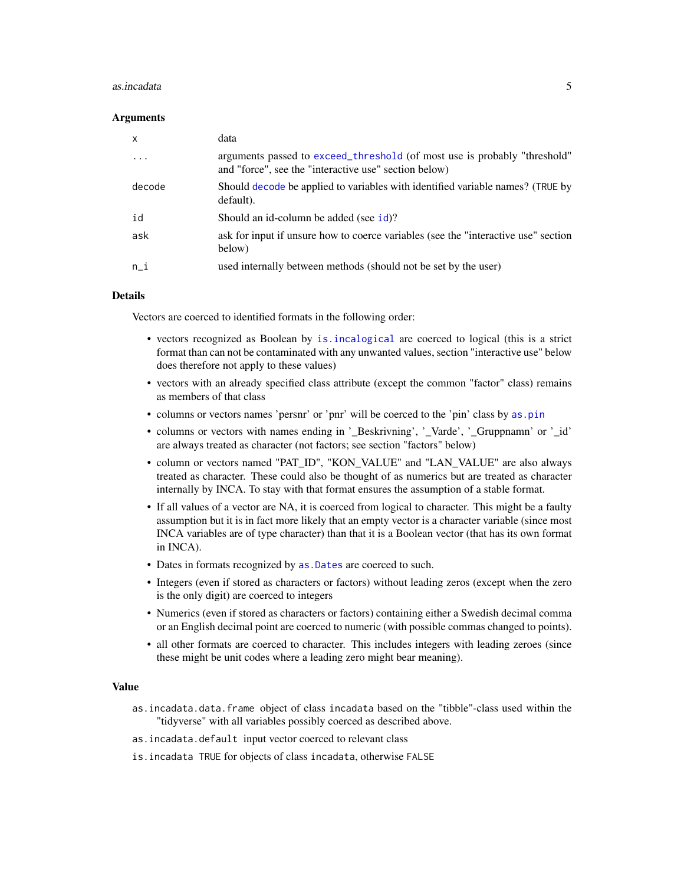### Arguments

| | |
|---|---|
| x | data |
| ... | arguments passed to exceed_threshold (of most use is probably "threshold" and "force", see the "interactive use" section below) |
| decode | Should decode be applied to variables with identified variable names? (TRUE by default). |
| id | Should an id-column be added (see id)? |
| ask | ask for input if unsure how to coerce variables (see the "interactive use" section below) |
| n_i | used internally between methods (should not be set by the user) |

### Details

Vectors are coerced to identified formats in the following order:

- vectors recognized as Boolean by is.incalogical are coerced to logical (this is a strict format than can not be contaminated with any unwanted values, section "interactive use" below does therefore not apply to these values)
- vectors with an already specified class attribute (except the common "factor" class) remains as members of that class
- columns or vectors names 'persnr' or 'pnr' will be coerced to the 'pin' class by as.pin
- columns or vectors with names ending in '_Beskrivning', '_Varde', '_Gruppnamn' or '_id' are always treated as character (not factors; see section "factors" below)
- column or vectors named "PAT_ID", "KON_VALUE" and "LAN_VALUE" are also always treated as character. These could also be thought of as numerics but are treated as character internally by INCA. To stay with that format ensures the assumption of a stable format.
- If all values of a vector are NA, it is coerced from logical to character. This might be a faulty assumption but it is in fact more likely that an empty vector is a character variable (since most INCA variables are of type character) than that it is a Boolean vector (that has its own format in INCA).
- Dates in formats recognized by as.Dates are coerced to such.
- Integers (even if stored as characters or factors) without leading zeros (except when the zero is the only digit) are coerced to integers
- Numerics (even if stored as characters or factors) containing either a Swedish decimal comma or an English decimal point are coerced to numeric (with possible commas changed to points).
- all other formats are coerced to character. This includes integers with leading zeroes (since these might be unit codes where a leading zero might bear meaning).

### Value

`as.incadata.data.frame` object of class `incadata` based on the "tibble"-class used within the "tidyverse" with all variables possibly coerced as described above.

`as.incadata.default` input vector coerced to relevant class

`is.incadata` `TRUE` for objects of class `incadata`, otherwise `FALSE`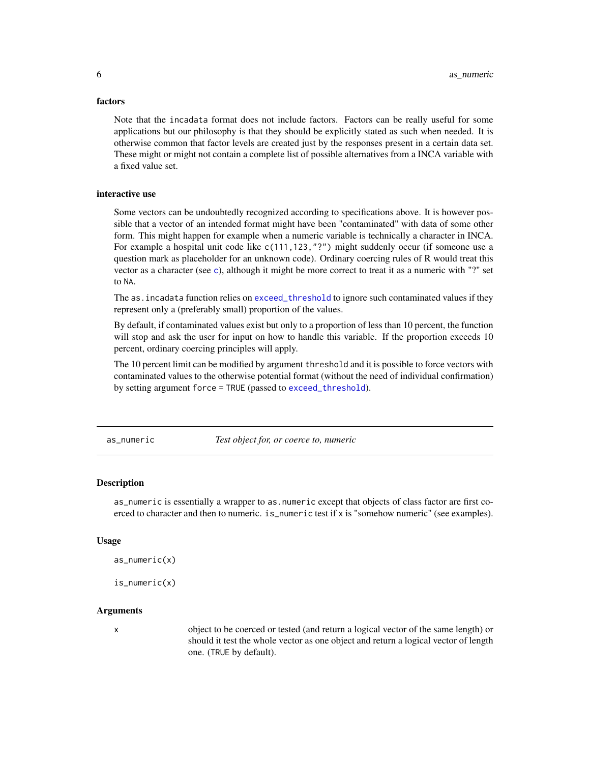### factors

Note that the incadata format does not include factors. Factors can be really useful for some applications but our philosophy is that they should be explicitly stated as such when needed. It is otherwise common that factor levels are created just by the responses present in a certain data set. These might or might not contain a complete list of possible alternatives from a INCA variable with a fixed value set.

### interactive use

Some vectors can be undoubtedly recognized according to specifications above. It is however possible that a vector of an intended format might have been "contaminated" with data of some other form. This might happen for example when a numeric variable is technically a character in INCA. For example a hospital unit code like `c(111,123,"?")` might suddenly occur (if someone use a question mark as placeholder for an unknown code). Ordinary coercing rules of R would treat this vector as a character (see `c`), although it might be more correct to treat it as a numeric with "?" set to `NA`.

The `as.incadata` function relies on `exceed_threshold` to ignore such contaminated values if they represent only a (preferably small) proportion of the values.

By default, if contaminated values exist but only to a proportion of less than 10 percent, the function will stop and ask the user for input on how to handle this variable. If the proportion exceeds 10 percent, ordinary coercing principles will apply.

The 10 percent limit can be modified by argument `threshold` and it is possible to force vectors with contaminated values to the otherwise potential format (without the need of individual confirmation) by setting argument `force = TRUE` (passed to `exceed_threshold`).

---

## as_numeric — *Test object for, or coerce to, numeric*

### Description

`as_numeric` is essentially a wrapper to `as.numeric` except that objects of class factor are first coerced to character and then to numeric. `is_numeric` test if `x` is "somehow numeric" (see examples).

### Usage

```
as_numeric(x)

is_numeric(x)
```

### Arguments

| | |
|---|---|
| `x` | object to be coerced or tested (and return a logical vector of the same length) or should it test the whole vector as one object and return a logical vector of length one. (`TRUE` by default). |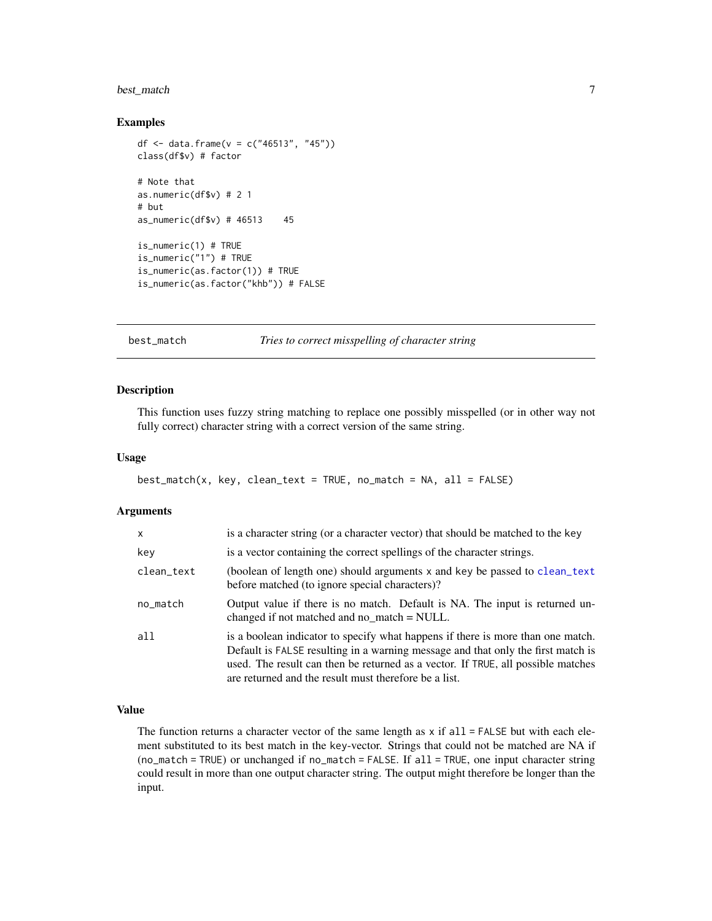## Examples

```
df <- data.frame(v = c("46513", "45"))
class(df$v) # factor

# Note that
as.numeric(df$v) # 2 1
# but
as_numeric(df$v) # 46513    45

is_numeric(1) # TRUE
is_numeric("1") # TRUE
is_numeric(as.factor(1)) # TRUE
is_numeric(as.factor("khb")) # FALSE
```

---

# best_match — *Tries to correct misspelling of character string*

---

## Description

This function uses fuzzy string matching to replace one possibly misspelled (or in other way not fully correct) character string with a correct version of the same string.

## Usage

```
best_match(x, key, clean_text = TRUE, no_match = NA, all = FALSE)
```

## Arguments

| | |
|---|---|
| `x` | is a character string (or a character vector) that should be matched to the key |
| `key` | is a vector containing the correct spellings of the character strings. |
| `clean_text` | (boolean of length one) should arguments `x` and `key` be passed to `clean_text` before matched (to ignore special characters)? |
| `no_match` | Output value if there is no match. Default is NA. The input is returned unchanged if not matched and no_match = NULL. |
| `all` | is a boolean indicator to specify what happens if there is more than one match. Default is `FALSE` resulting in a warning message and that only the first match is used. The result can then be returned as a vector. If `TRUE`, all possible matches are returned and the result must therefore be a list. |

## Value

The function returns a character vector of the same length as `x` if `all = FALSE` but with each element substituted to its best match in the `key`-vector. Strings that could not be matched are NA if (`no_match = TRUE`) or unchanged if `no_match = FALSE`. If `all = TRUE`, one input character string could result in more than one output character string. The output might therefore be longer than the input.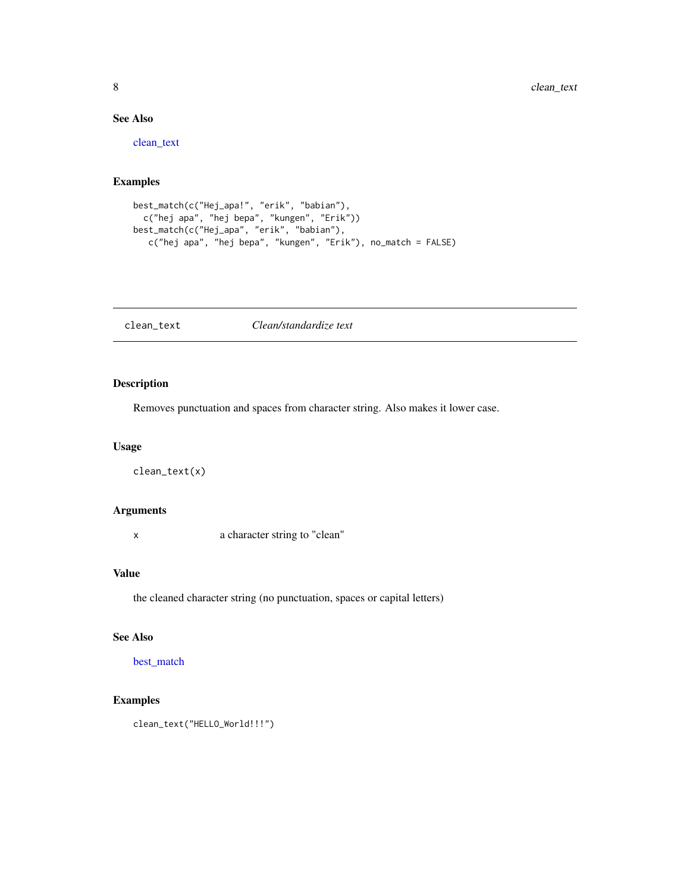## See Also

clean_text

## Examples

```
best_match(c("Hej_apa!", "erik", "babian"),
  c("hej apa", "hej bepa", "kungen", "Erik"))
best_match(c("Hej_apa", "erik", "babian"),
   c("hej apa", "hej bepa", "kungen", "Erik"), no_match = FALSE)
```

---

# clean_text    *Clean/standardize text*

---

## Description

Removes punctuation and spaces from character string. Also makes it lower case.

## Usage

```
clean_text(x)
```

## Arguments

| | |
|---|---|
| x | a character string to "clean" |

## Value

the cleaned character string (no punctuation, spaces or capital letters)

## See Also

best_match

## Examples

```
clean_text("HELLO_World!!!")
```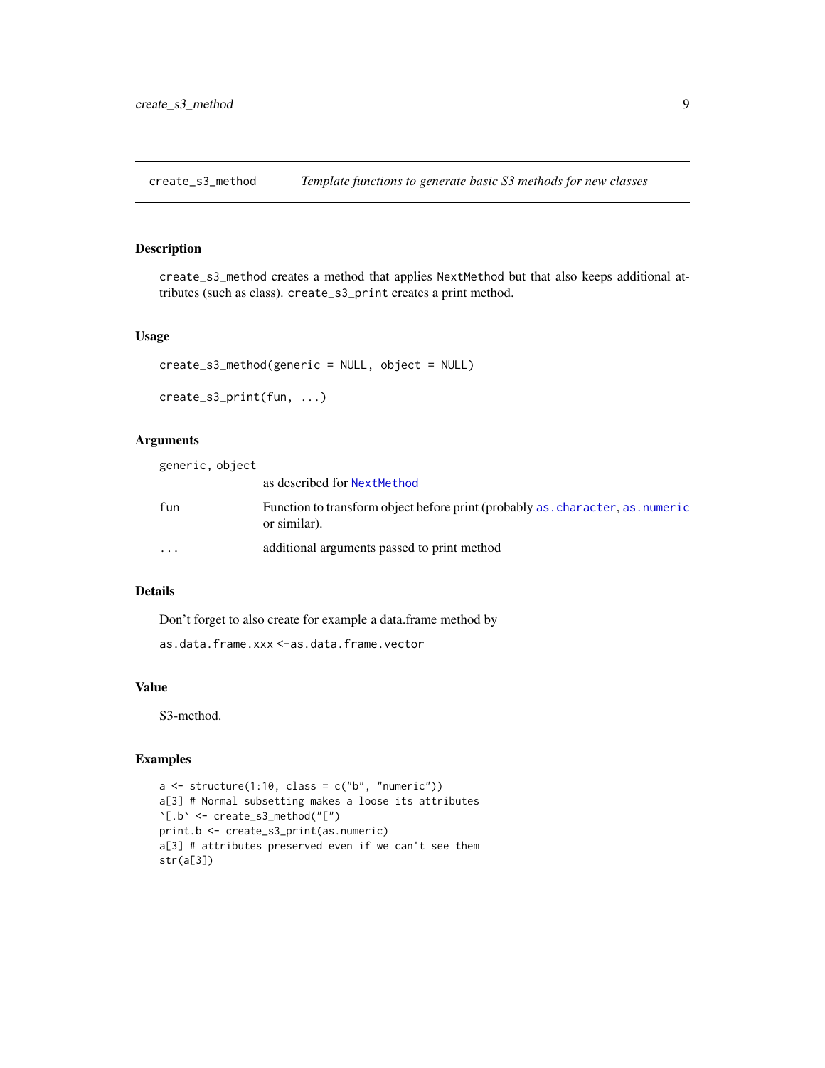## create_s3_method — *Template functions to generate basic S3 methods for new classes*

### Description

`create_s3_method` creates a method that applies `NextMethod` but that also keeps additional attributes (such as class). `create_s3_print` creates a print method.

### Usage

```
create_s3_method(generic = NULL, object = NULL)

create_s3_print(fun, ...)
```

### Arguments

| | |
|---|---|
| `generic, object` | as described for `NextMethod` |
| `fun` | Function to transform object before print (probably `as.character`, `as.numeric` or similar). |
| `...` | additional arguments passed to print method |

### Details

Don't forget to also create for example a data.frame method by

`as.data.frame.xxx <-as.data.frame.vector`

### Value

S3-method.

### Examples

```
a <- structure(1:10, class = c("b", "numeric"))
a[3] # Normal subsetting makes a loose its attributes
`[.b` <- create_s3_method("[")
print.b <- create_s3_print(as.numeric)
a[3] # attributes preserved even if we can't see them
str(a[3])
```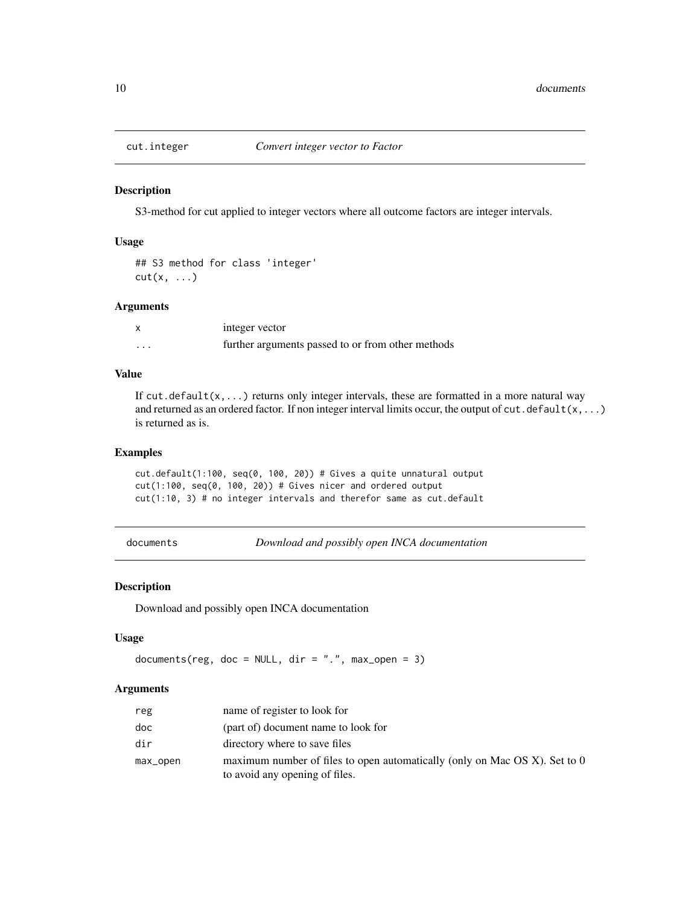## cut.integer — *Convert integer vector to Factor*

### Description

S3-method for cut applied to integer vectors where all outcome factors are integer intervals.

### Usage

```
## S3 method for class 'integer'
cut(x, ...)
```

### Arguments

| | |
|---|---|
| x | integer vector |
| ... | further arguments passed to or from other methods |

### Value

If `cut.default(x,...)` returns only integer intervals, these are formatted in a more natural way and returned as an ordered factor. If non integer interval limits occur, the output of `cut.default(x,...)` is returned as is.

### Examples

```
cut.default(1:100, seq(0, 100, 20)) # Gives a quite unnatural output
cut(1:100, seq(0, 100, 20)) # Gives nicer and ordered output
cut(1:10, 3) # no integer intervals and therefor same as cut.default
```

## documents — *Download and possibly open INCA documentation*

### Description

Download and possibly open INCA documentation

### Usage

```
documents(reg, doc = NULL, dir = ".", max_open = 3)
```

### Arguments

| | |
|---|---|
| reg | name of register to look for |
| doc | (part of) document name to look for |
| dir | directory where to save files |
| max_open | maximum number of files to open automatically (only on Mac OS X). Set to 0 to avoid any opening of files. |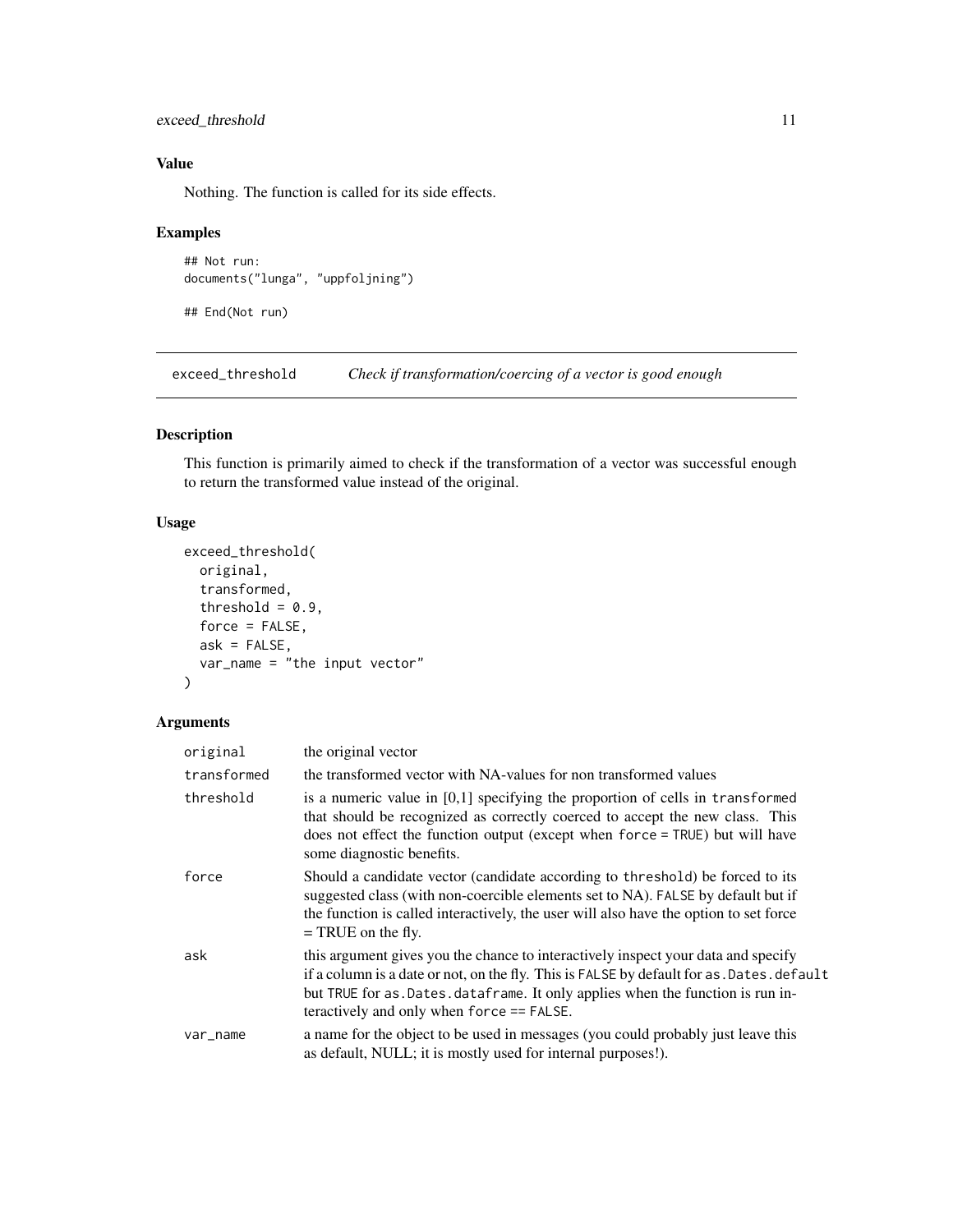## Value

Nothing. The function is called for its side effects.

## Examples

```
## Not run:
documents("lunga", "uppfoljning")

## End(Not run)
```

---

# exceed_threshold    *Check if transformation/coercing of a vector is good enough*

## Description

This function is primarily aimed to check if the transformation of a vector was successful enough to return the transformed value instead of the original.

## Usage

```
exceed_threshold(
  original,
  transformed,
  threshold = 0.9,
  force = FALSE,
  ask = FALSE,
  var_name = "the input vector"
)
```

## Arguments

| | |
|---|---|
| original | the original vector |
| transformed | the transformed vector with NA-values for non transformed values |
| threshold | is a numeric value in [0,1] specifying the proportion of cells in transformed that should be recognized as correctly coerced to accept the new class. This does not effect the function output (except when force = TRUE) but will have some diagnostic benefits. |
| force | Should a candidate vector (candidate according to threshold) be forced to its suggested class (with non-coercible elements set to NA). FALSE by default but if the function is called interactively, the user will also have the option to set force = TRUE on the fly. |
| ask | this argument gives you the chance to interactively inspect your data and specify if a column is a date or not, on the fly. This is FALSE by default for as.Dates.default but TRUE for as.Dates.dataframe. It only applies when the function is run interactively and only when force == FALSE. |
| var_name | a name for the object to be used in messages (you could probably just leave this as default, NULL; it is mostly used for internal purposes!). |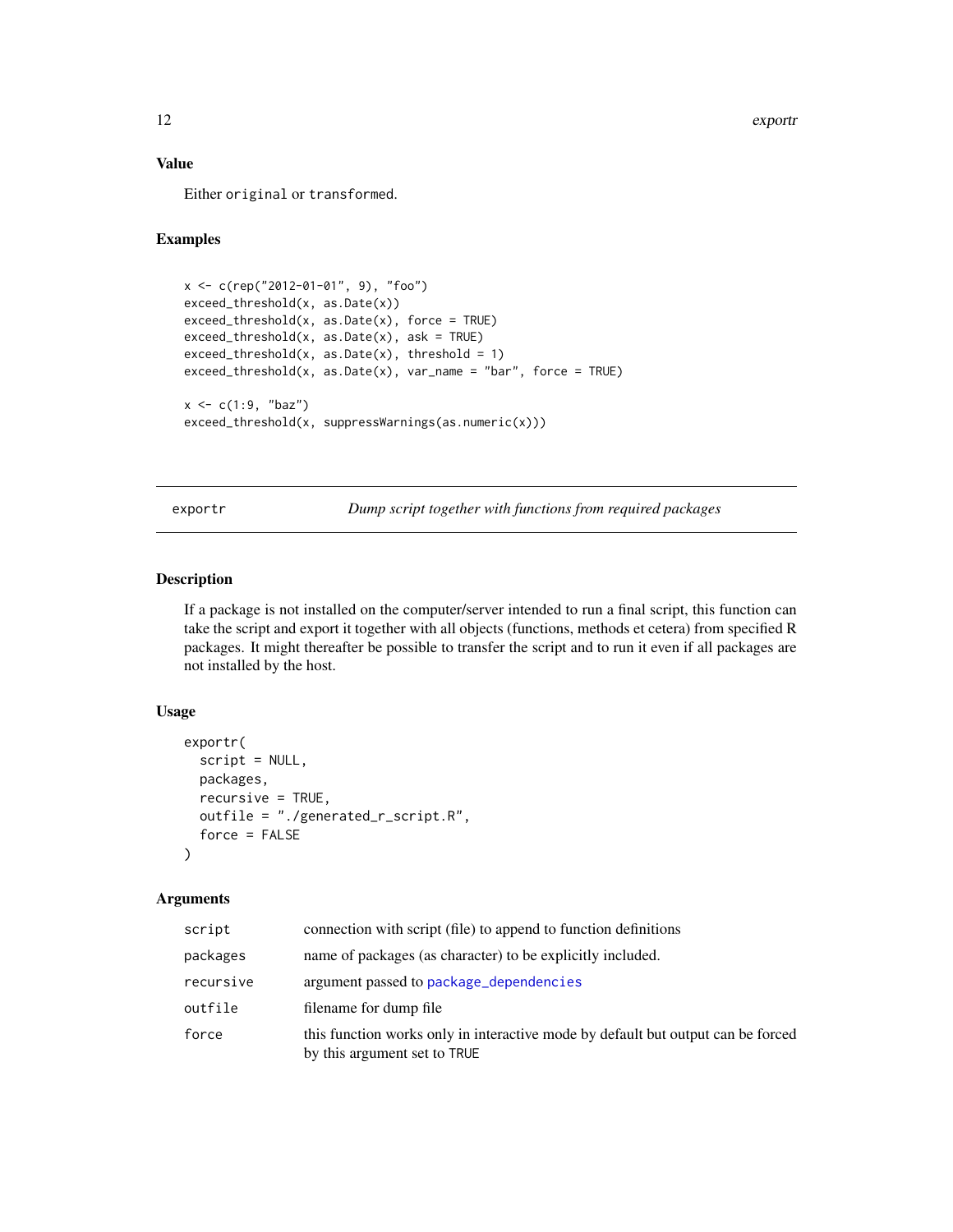### Value

Either `original` or `transformed`.

### Examples

```
x <- c(rep("2012-01-01", 9), "foo")
exceed_threshold(x, as.Date(x))
exceed_threshold(x, as.Date(x), force = TRUE)
exceed_threshold(x, as.Date(x), ask = TRUE)
exceed_threshold(x, as.Date(x), threshold = 1)
exceed_threshold(x, as.Date(x), var_name = "bar", force = TRUE)

x <- c(1:9, "baz")
exceed_threshold(x, suppressWarnings(as.numeric(x)))
```

---

## exportr — *Dump script together with functions from required packages*

---

### Description

If a package is not installed on the computer/server intended to run a final script, this function can take the script and export it together with all objects (functions, methods et cetera) from specified R packages. It might thereafter be possible to transfer the script and to run it even if all packages are not installed by the host.

### Usage

```
exportr(
  script = NULL,
  packages,
  recursive = TRUE,
  outfile = "./generated_r_script.R",
  force = FALSE
)
```

### Arguments

| | |
|---|---|
| `script` | connection with script (file) to append to function definitions |
| `packages` | name of packages (as character) to be explicitly included. |
| `recursive` | argument passed to `package_dependencies` |
| `outfile` | filename for dump file |
| `force` | this function works only in interactive mode by default but output can be forced by this argument set to `TRUE` |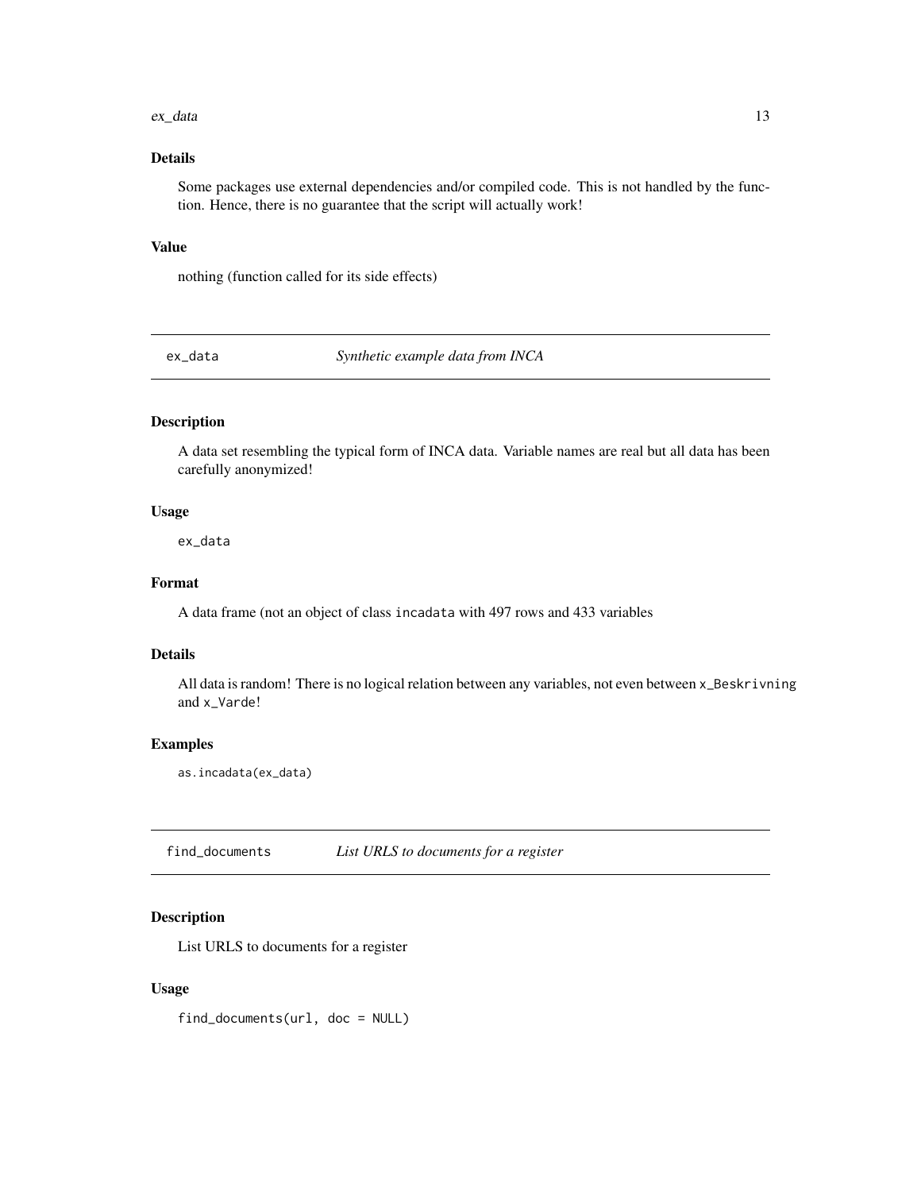### Details

Some packages use external dependencies and/or compiled code. This is not handled by the function. Hence, there is no guarantee that the script will actually work!

### Value

nothing (function called for its side effects)

---

## ex_data — *Synthetic example data from INCA*

### Description

A data set resembling the typical form of INCA data. Variable names are real but all data has been carefully anonymized!

### Usage

```
ex_data
```

### Format

A data frame (not an object of class `incadata` with 497 rows and 433 variables

### Details

All data is random! There is no logical relation between any variables, not even between `x_Beskrivning` and `x_Varde`!

### Examples

```
as.incadata(ex_data)
```

---

## find_documents — *List URLS to documents for a register*

### Description

List URLS to documents for a register

### Usage

```
find_documents(url, doc = NULL)
```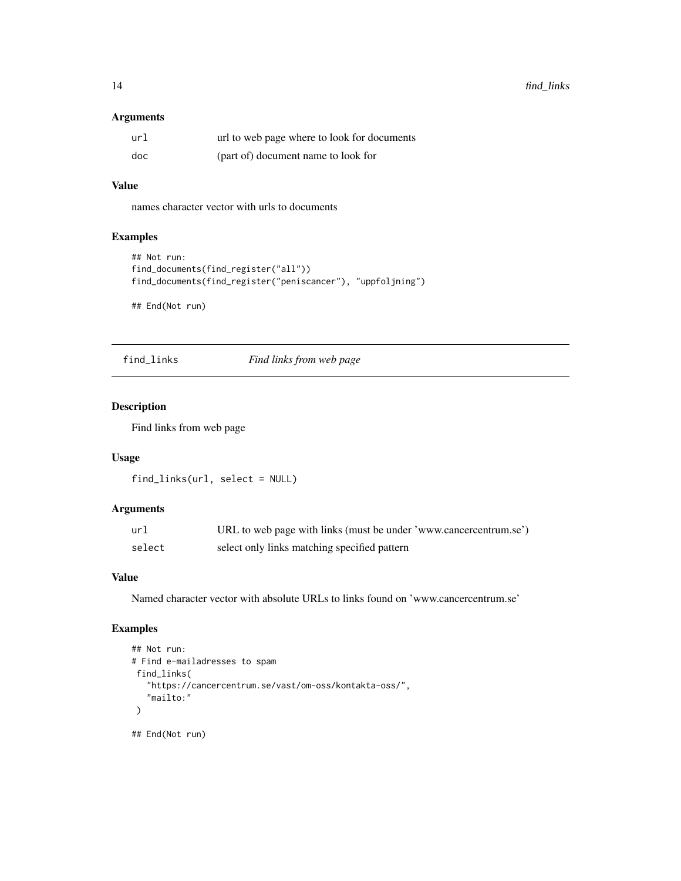### Arguments

| | |
|---|---|
| url | url to web page where to look for documents |
| doc | (part of) document name to look for |

### Value

names character vector with urls to documents

### Examples

```
## Not run:
find_documents(find_register("all"))
find_documents(find_register("peniscancer"), "uppfoljning")

## End(Not run)
```

---

## find_links *Find links from web page*

### Description

Find links from web page

### Usage

```
find_links(url, select = NULL)
```

### Arguments

| | |
|---|---|
| url | URL to web page with links (must be under 'www.cancercentrum.se') |
| select | select only links matching specified pattern |

### Value

Named character vector with absolute URLs to links found on 'www.cancercentrum.se'

### Examples

```
## Not run:
# Find e-mailadresses to spam
 find_links(
   "https://cancercentrum.se/vast/om-oss/kontakta-oss/",
   "mailto:"
 )

## End(Not run)
```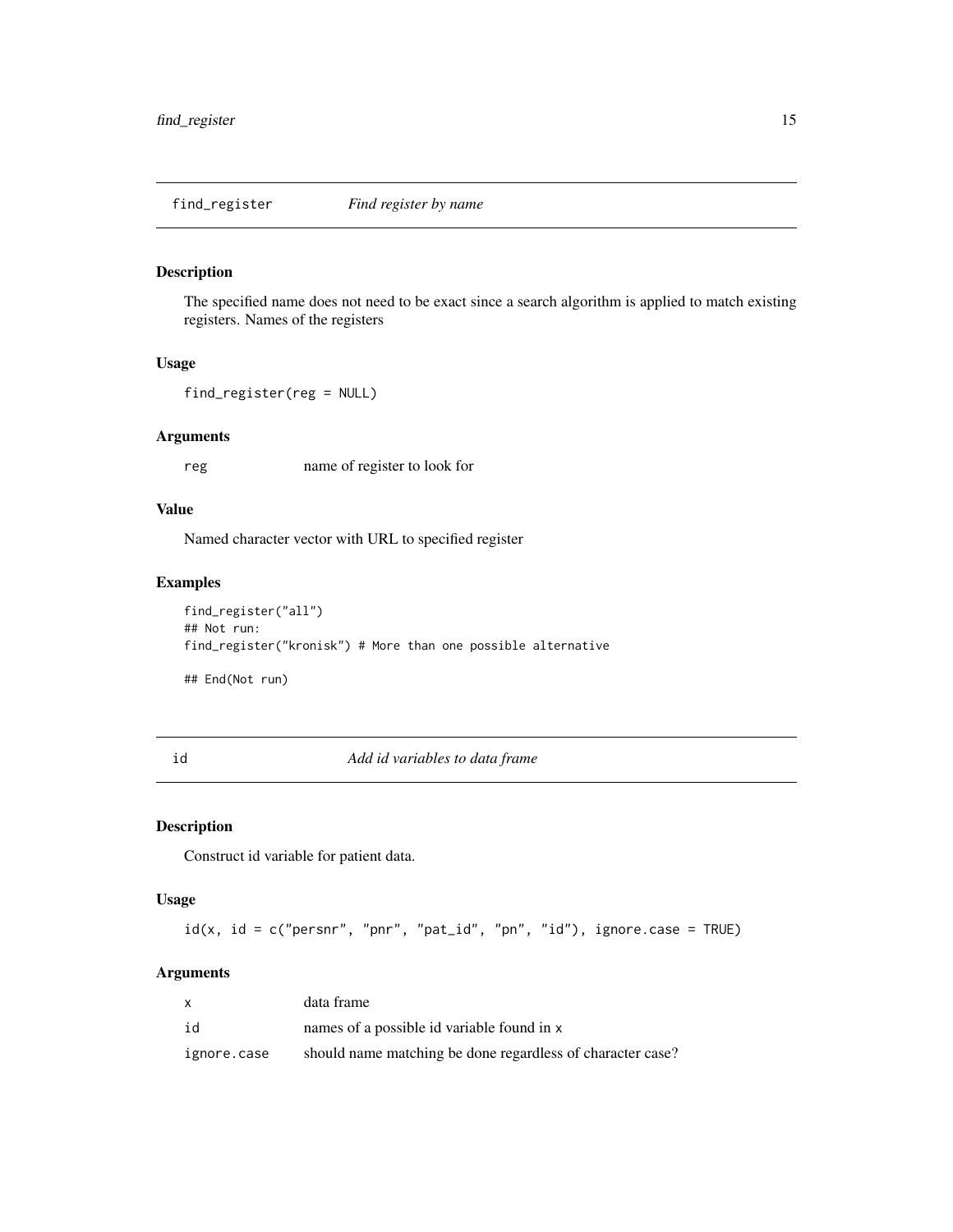## find_register — *Find register by name*

### Description

The specified name does not need to be exact since a search algorithm is applied to match existing registers. Names of the registers

### Usage

```
find_register(reg = NULL)
```

### Arguments

| | |
|---|---|
| reg | name of register to look for |

### Value

Named character vector with URL to specified register

### Examples

```
find_register("all")
## Not run:
find_register("kronisk") # More than one possible alternative

## End(Not run)
```

## id — *Add id variables to data frame*

### Description

Construct id variable for patient data.

### Usage

```
id(x, id = c("persnr", "pnr", "pat_id", "pn", "id"), ignore.case = TRUE)
```

### Arguments

| | |
|---|---|
| x | data frame |
| id | names of a possible id variable found in x |
| ignore.case | should name matching be done regardless of character case? |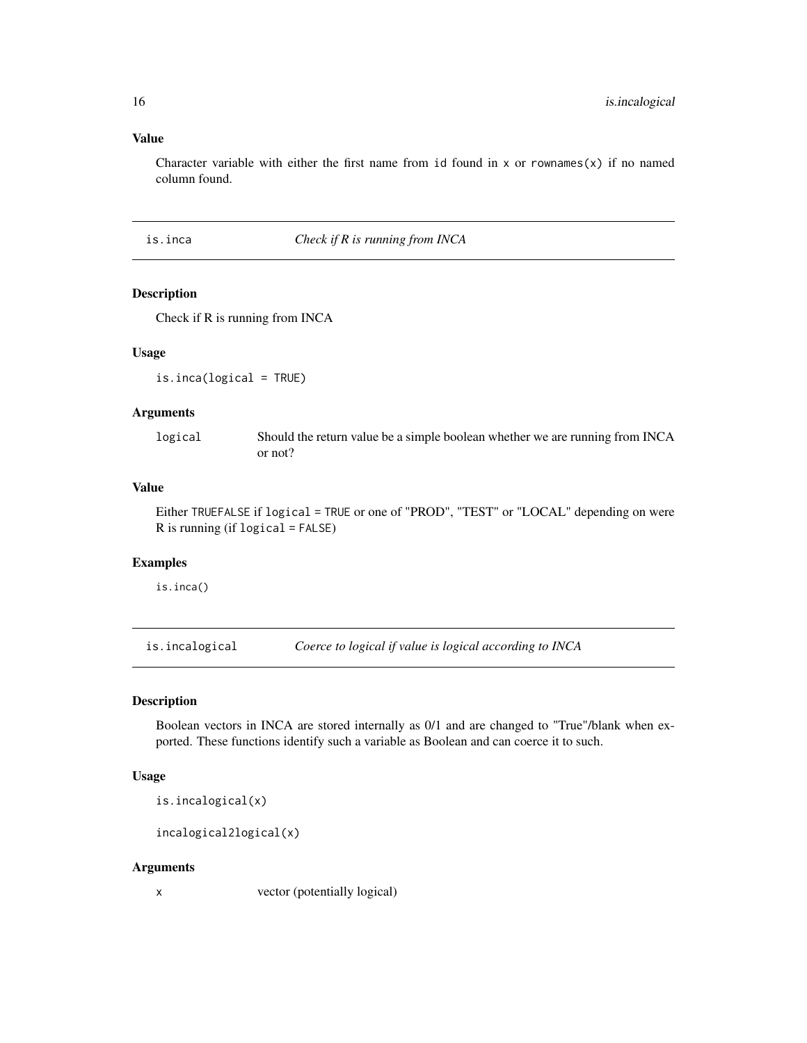### Value

Character variable with either the first name from `id` found in `x` or `rownames(x)` if no named column found.

---

## is.inca — *Check if R is running from INCA*

### Description

Check if R is running from INCA

### Usage

```
is.inca(logical = TRUE)
```

### Arguments

| | |
|---|---|
| `logical` | Should the return value be a simple boolean whether we are running from INCA or not? |

### Value

Either `TRUEFALSE` if `logical = TRUE` or one of "PROD", "TEST" or "LOCAL" depending on were R is running (if `logical = FALSE`)

### Examples

```
is.inca()
```

---

## is.incalogical — *Coerce to logical if value is logical according to INCA*

### Description

Boolean vectors in INCA are stored internally as 0/1 and are changed to "True"/blank when exported. These functions identify such a variable as Boolean and can coerce it to such.

### Usage

```
is.incalogical(x)

incalogical2logical(x)
```

### Arguments

| | |
|---|---|
| `x` | vector (potentially logical) |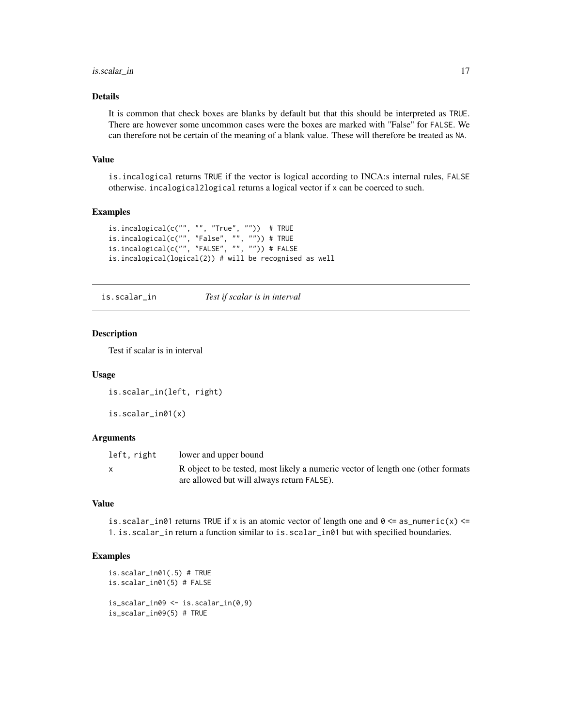### Details

It is common that check boxes are blanks by default but that this should be interpreted as TRUE. There are however some uncommon cases were the boxes are marked with "False" for FALSE. We can therefore not be certain of the meaning of a blank value. These will therefore be treated as NA.

### Value

is.incalogical returns TRUE if the vector is logical according to INCA:s internal rules, FALSE otherwise. incalogical2logical returns a logical vector if x can be coerced to such.

### Examples

```
is.incalogical(c("", "", "True", ""))  # TRUE
is.incalogical(c("", "False", "", "")) # TRUE
is.incalogical(c("", "FALSE", "", "")) # FALSE
is.incalogical(logical(2)) # will be recognised as well
```

---

## is.scalar_in *Test if scalar is in interval*

### Description

Test if scalar is in interval

### Usage

```
is.scalar_in(left, right)

is.scalar_in01(x)
```

### Arguments

| | |
|---|---|
| left, right | lower and upper bound |
| x | R object to be tested, most likely a numeric vector of length one (other formats are allowed but will always return FALSE). |

### Value

is.scalar_in01 returns TRUE if x is an atomic vector of length one and 0 <= as_numeric(x) <= 1. is.scalar_in return a function similar to is.scalar_in01 but with specified boundaries.

### Examples

```
is.scalar_in01(.5) # TRUE
is.scalar_in01(5) # FALSE

is_scalar_in09 <- is.scalar_in(0,9)
is_scalar_in09(5) # TRUE
```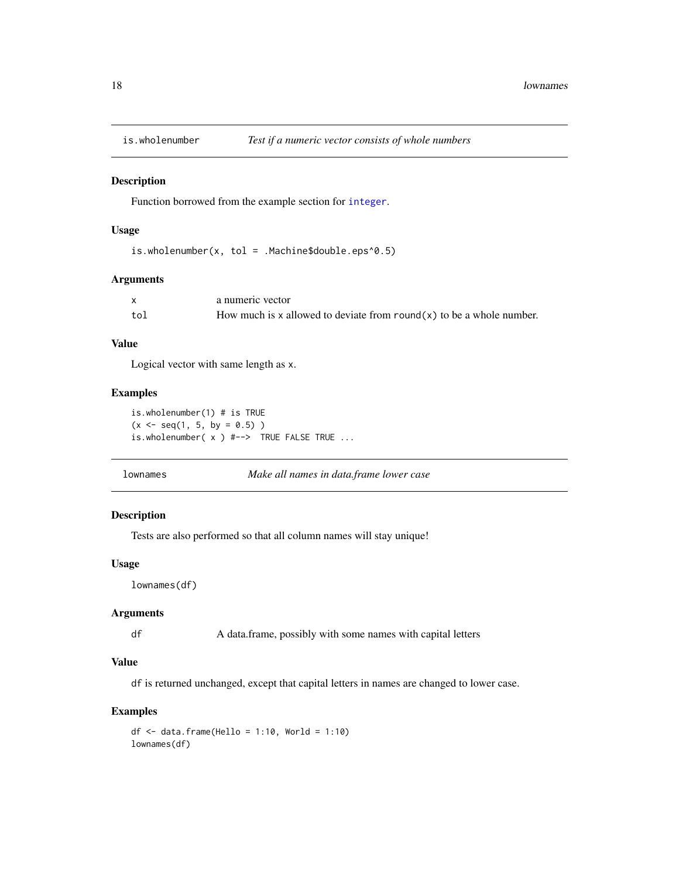## is.wholenumber — *Test if a numeric vector consists of whole numbers*

### Description

Function borrowed from the example section for `integer`.

### Usage

```
is.wholenumber(x, tol = .Machine$double.eps^0.5)
```

### Arguments

| | |
|---|---|
| `x` | a numeric vector |
| `tol` | How much is `x` allowed to deviate from `round(x)` to be a whole number. |

### Value

Logical vector with same length as `x`.

### Examples

```
is.wholenumber(1) # is TRUE
(x <- seq(1, 5, by = 0.5) )
is.wholenumber( x ) #-->  TRUE FALSE TRUE ...
```

## lownames — *Make all names in data.frame lower case*

### Description

Tests are also performed so that all column names will stay unique!

### Usage

```
lownames(df)
```

### Arguments

| | |
|---|---|
| `df` | A data.frame, possibly with some names with capital letters |

### Value

`df` is returned unchanged, except that capital letters in names are changed to lower case.

### Examples

```
df <- data.frame(Hello = 1:10, World = 1:10)
lownames(df)
```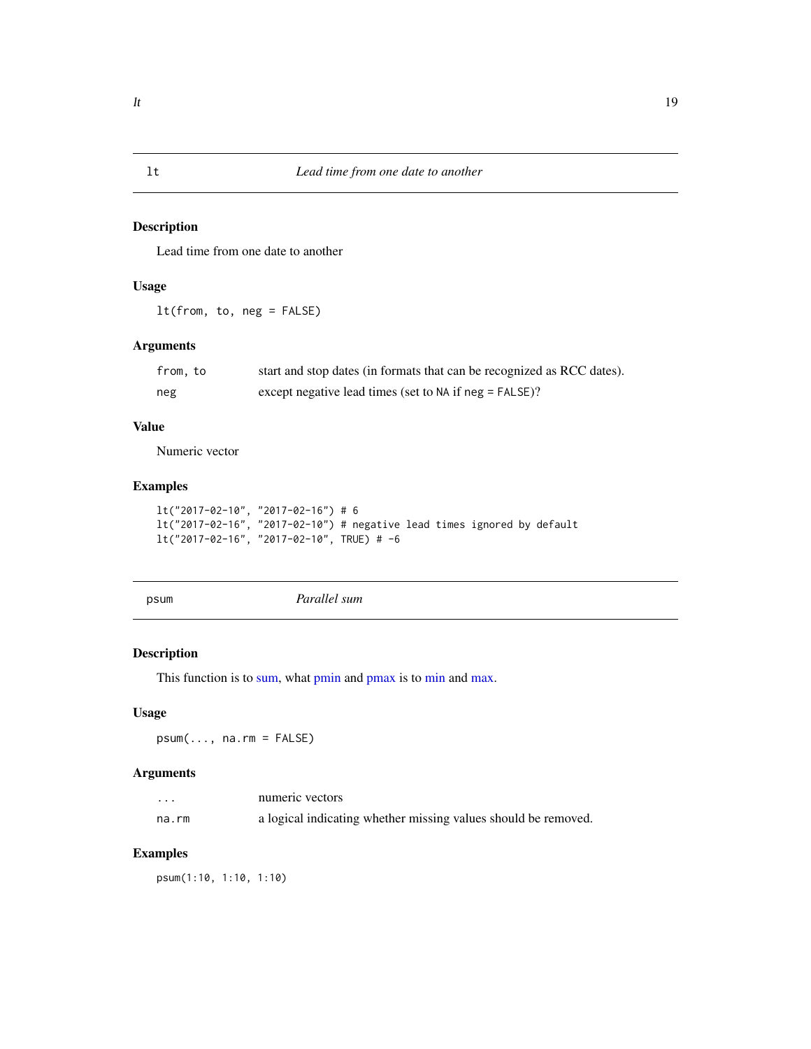## lt — *Lead time from one date to another*

### Description

Lead time from one date to another

### Usage

```
lt(from, to, neg = FALSE)
```

### Arguments

| | |
|---|---|
| `from, to` | start and stop dates (in formats that can be recognized as RCC dates). |
| `neg` | except negative lead times (set to `NA` if `neg = FALSE`)? |

### Value

Numeric vector

### Examples

```
lt("2017-02-10", "2017-02-16") # 6
lt("2017-02-16", "2017-02-10") # negative lead times ignored by default
lt("2017-02-16", "2017-02-10", TRUE) # -6
```

## psum — *Parallel sum*

### Description

This function is to sum, what pmin and pmax is to min and max.

### Usage

```
psum(..., na.rm = FALSE)
```

### Arguments

| | |
|---|---|
| `...` | numeric vectors |
| `na.rm` | a logical indicating whether missing values should be removed. |

### Examples

```
psum(1:10, 1:10, 1:10)
```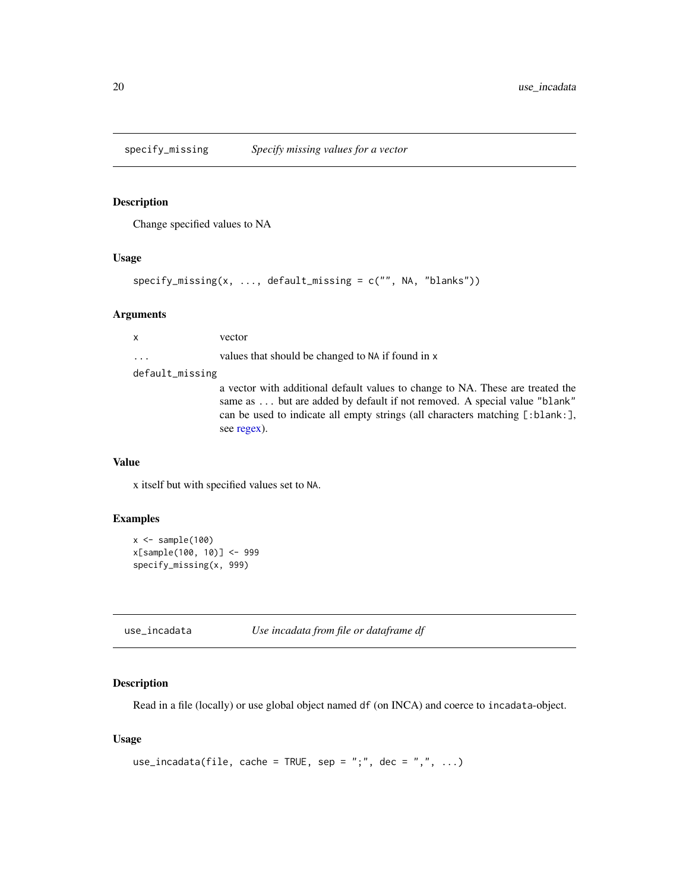## specify_missing *Specify missing values for a vector*

### Description

Change specified values to NA

### Usage

```
specify_missing(x, ..., default_missing = c("", NA, "blanks"))
```

### Arguments

| | |
|---|---|
| `x` | vector |
| `...` | values that should be changed to `NA` if found in `x` |
| `default_missing` | a vector with additional default values to change to NA. These are treated the same as `...` but are added by default if not removed. A special value `"blank"` can be used to indicate all empty strings (all characters matching `[:blank:]`, see regex). |

### Value

x itself but with specified values set to `NA`.

### Examples

```
x <- sample(100)
x[sample(100, 10)] <- 999
specify_missing(x, 999)
```

## use_incadata *Use incadata from file or dataframe df*

### Description

Read in a file (locally) or use global object named `df` (on INCA) and coerce to `incadata`-object.

### Usage

```
use_incadata(file, cache = TRUE, sep = ";", dec = ",", ...)
```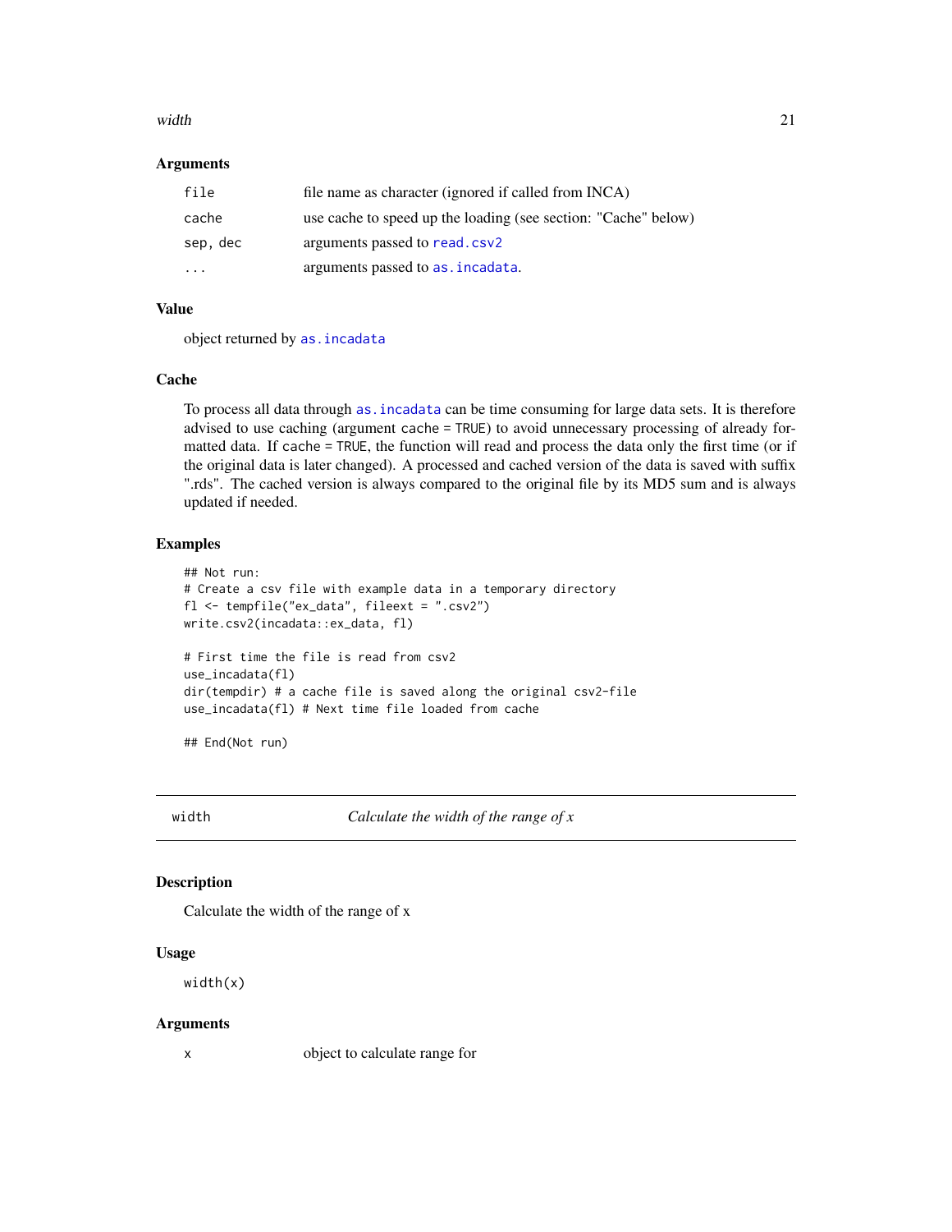### Arguments

| | |
|---|---|
| file | file name as character (ignored if called from INCA) |
| cache | use cache to speed up the loading (see section: "Cache" below) |
| sep, dec | arguments passed to read.csv2 |
| ... | arguments passed to as.incadata. |

### Value

object returned by as.incadata

### Cache

To process all data through as.incadata can be time consuming for large data sets. It is therefore advised to use caching (argument cache = TRUE) to avoid unnecessary processing of already formatted data. If cache = TRUE, the function will read and process the data only the first time (or if the original data is later changed). A processed and cached version of the data is saved with suffix ".rds". The cached version is always compared to the original file by its MD5 sum and is always updated if needed.

### Examples

```
## Not run:
# Create a csv file with example data in a temporary directory
fl <- tempfile("ex_data", fileext = ".csv2")
write.csv2(incadata::ex_data, fl)

# First time the file is read from csv2
use_incadata(fl)
dir(tempdir) # a cache file is saved along the original csv2-file
use_incadata(fl) # Next time file loaded from cache

## End(Not run)
```

---

## width — *Calculate the width of the range of x*

### Description

Calculate the width of the range of x

### Usage

```
width(x)
```

### Arguments

| | |
|---|---|
| x | object to calculate range for |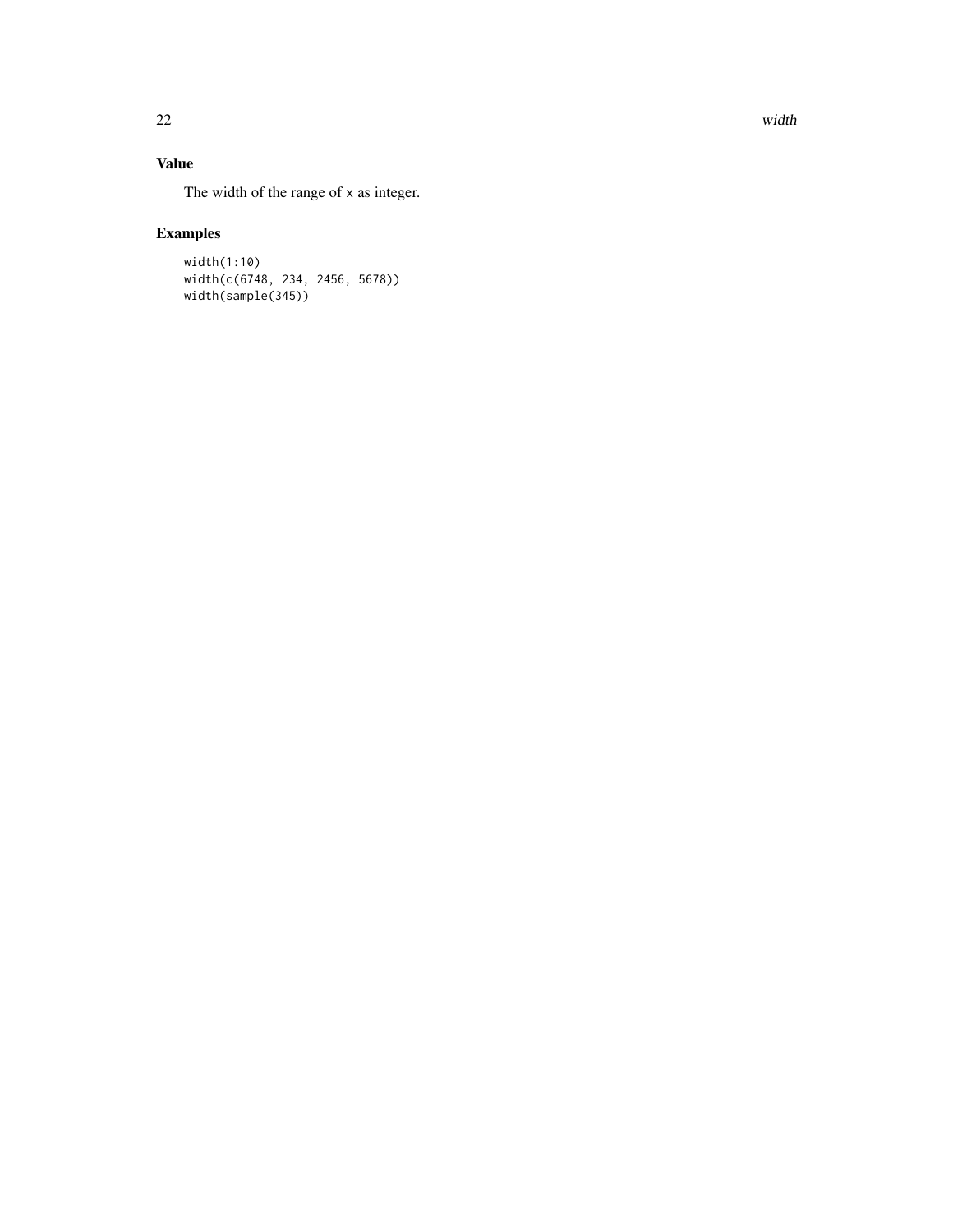## Value

The width of the range of `x` as integer.

## Examples

```
width(1:10)
width(c(6748, 234, 2456, 5678))
width(sample(345))
```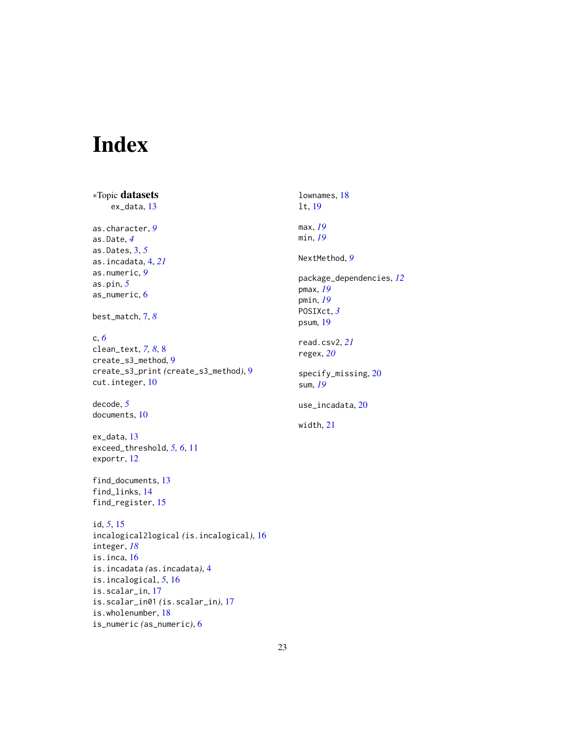# Index

∗Topic **datasets**
    ex_data, 13

as.character, *9*
as.Date, *4*
as.Dates, 3, *5*
as.incadata, 4, *21*
as.numeric, *9*
as.pin, *5*
as_numeric, 6

best_match, 7, *8*

c, *6*
clean_text, *7, 8*, 8
create_s3_method, 9
create_s3_print *(*create_s3_method*)*, 9
cut.integer, 10

decode, *5*
documents, 10

ex_data, 13
exceed_threshold, *5, 6*, 11
exportr, 12

find_documents, 13
find_links, 14
find_register, 15

id, *5*, 15
incalogical2logical *(*is.incalogical*)*, 16
integer, *18*
is.inca, 16
is.incadata *(*as.incadata*)*, 4
is.incalogical, *5*, 16
is.scalar_in, 17
is.scalar_in01 *(*is.scalar_in*)*, 17
is.wholenumber, 18
is_numeric *(*as_numeric*)*, 6

lownames, 18
lt, 19

max, *19*
min, *19*

NextMethod, *9*

package_dependencies, *12*
pmax, *19*
pmin, *19*
POSIXct, *3*
psum, 19

read.csv2, *21*
regex, *20*

specify_missing, 20
sum, *19*

use_incadata, 20

width, 21